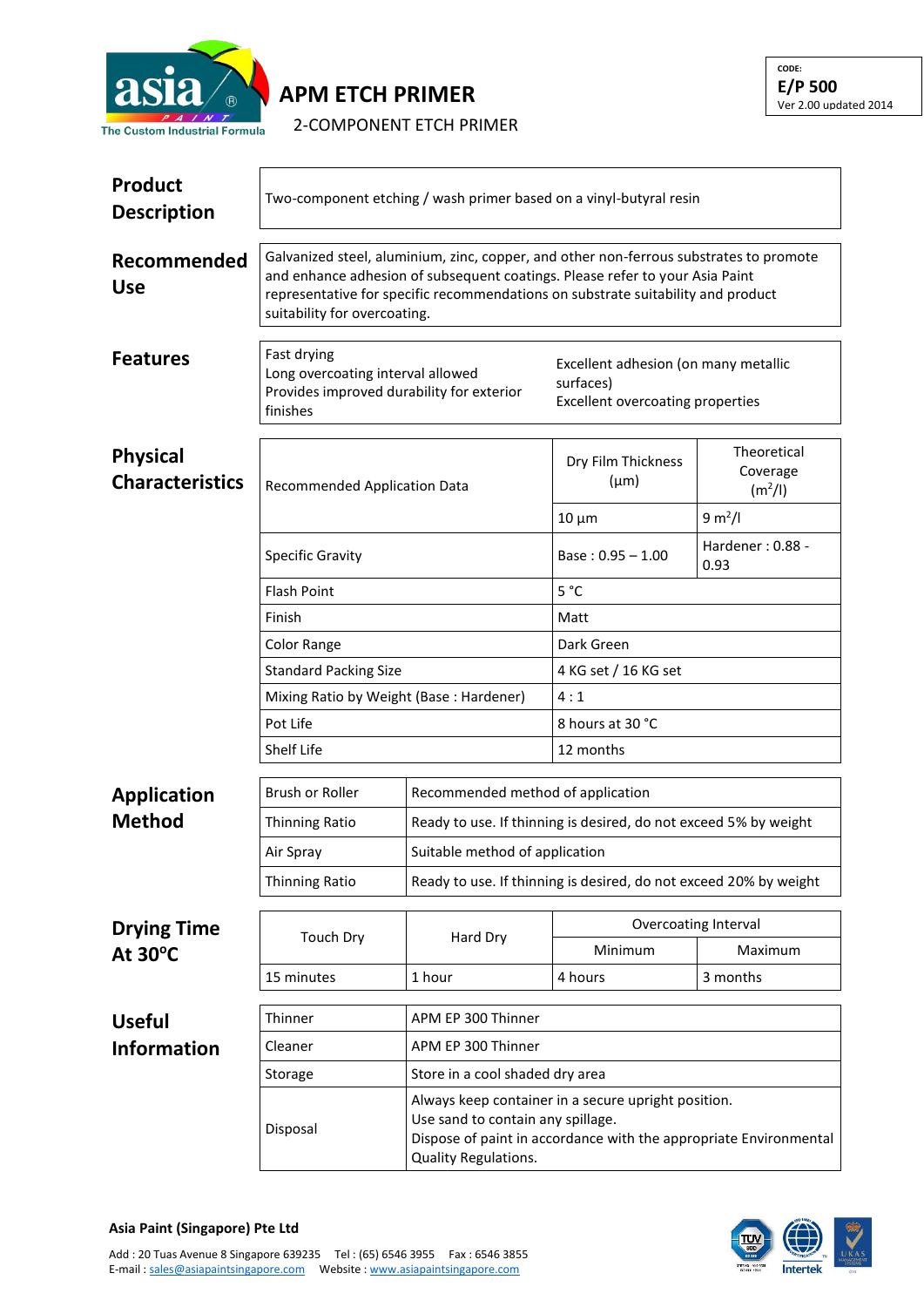asia PAINT The Custom Industrial Formula

# APM ETCH PRIMER

2-COMPONENT ETCH PRIMER

CODE:
**E/P 500**
Ver 2.00 updated 2014

## Product Description

Two-component etching / wash primer based on a vinyl-butyral resin

## Recommended Use

Galvanized steel, aluminium, zinc, copper, and other non-ferrous substrates to promote and enhance adhesion of subsequent coatings. Please refer to your Asia Paint representative for specific recommendations on substrate suitability and product suitability for overcoating.

## Features

- Fast drying
- Long overcoating interval allowed
- Provides improved durability for exterior finishes
- Excellent adhesion (on many metallic surfaces)
- Excellent overcoating properties

## Physical Characteristics

| Recommended Application Data | Dry Film Thickness (µm) | Theoretical Coverage ($m^2$/l) |
|---|---|---|
| | 10 µm | 9 $m^2$/l |
| Specific Gravity | Base : 0.95 – 1.00 | Hardener : 0.88 - 0.93 |
| Flash Point | 5 °C | |
| Finish | Matt | |
| Color Range | Dark Green | |
| Standard Packing Size | 4 KG set / 16 KG set | |
| Mixing Ratio by Weight (Base : Hardener) | 4 : 1 | |
| Pot Life | 8 hours at 30 °C | |
| Shelf Life | 12 months | |

## Application Method

| Brush or Roller | Recommended method of application |
|---|---|
| Thinning Ratio | Ready to use. If thinning is desired, do not exceed 5% by weight |
| Air Spray | Suitable method of application |
| Thinning Ratio | Ready to use. If thinning is desired, do not exceed 20% by weight |

## Drying Time At 30°C

| Touch Dry | Hard Dry | Overcoating Interval | |
|---|---|---|---|
| | | Minimum | Maximum |
| 15 minutes | 1 hour | 4 hours | 3 months |

## Useful Information

| Thinner | APM EP 300 Thinner |
|---|---|
| Cleaner | APM EP 300 Thinner |
| Storage | Store in a cool shaded dry area |
| Disposal | Always keep container in a secure upright position.<br>Use sand to contain any spillage.<br>Dispose of paint in accordance with the appropriate Environmental Quality Regulations. |

**Asia Paint (Singapore) Pte Ltd**

Add : 20 Tuas Avenue 8 Singapore 639235 Tel : (65) 6546 3955 Fax : 6546 3855
E-mail : sales@asiapaintsingapore.com Website : www.asiapaintsingapore.com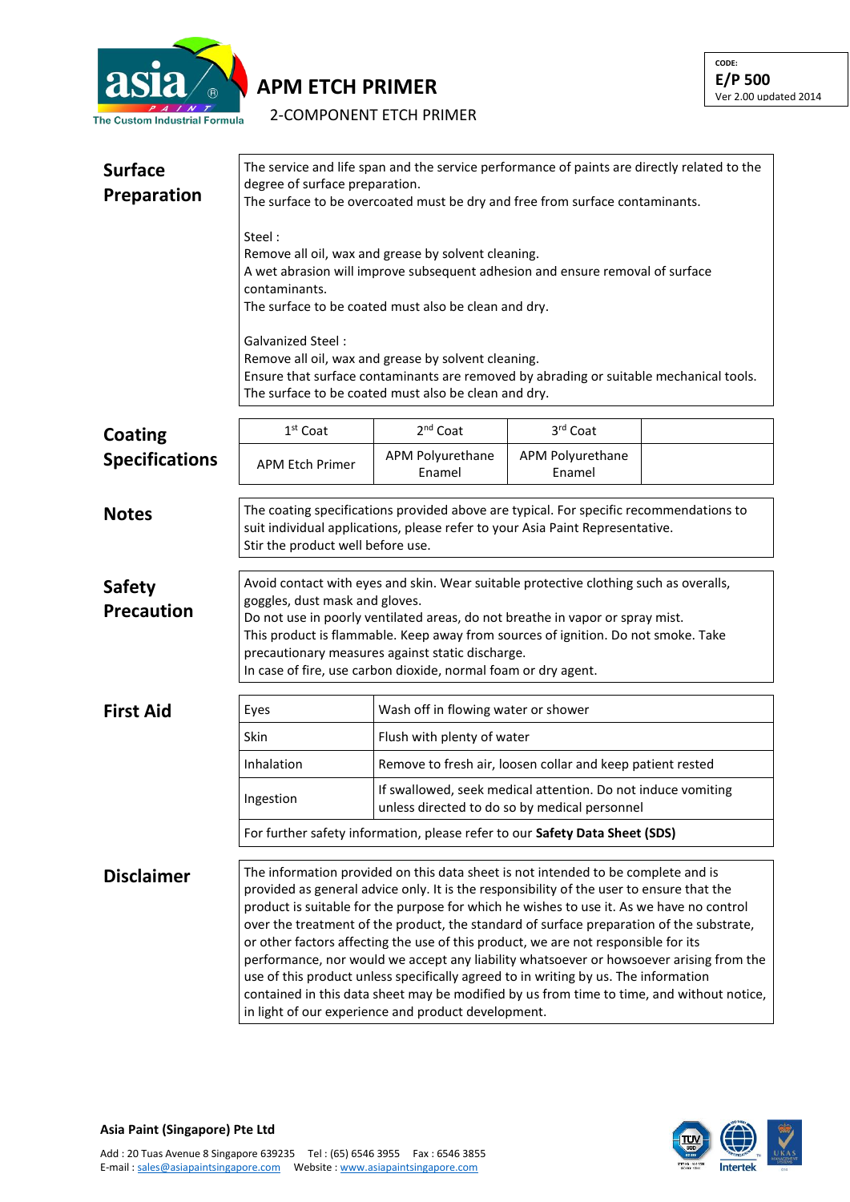# APM ETCH PRIMER

2-COMPONENT ETCH PRIMER

CODE:
**E/P 500**
Ver 2.00 updated 2014

## Surface Preparation

The service and life span and the service performance of paints are directly related to the degree of surface preparation.
The surface to be overcoated must be dry and free from surface contaminants.

Steel :
Remove all oil, wax and grease by solvent cleaning.
A wet abrasion will improve subsequent adhesion and ensure removal of surface contaminants.
The surface to be coated must also be clean and dry.

Galvanized Steel :
Remove all oil, wax and grease by solvent cleaning.
Ensure that surface contaminants are removed by abrading or suitable mechanical tools.
The surface to be coated must also be clean and dry.

## Coating Specifications

| 1st Coat | 2nd Coat | 3rd Coat | |
|---|---|---|---|
| APM Etch Primer | APM Polyurethane Enamel | APM Polyurethane Enamel | |

## Notes

The coating specifications provided above are typical. For specific recommendations to suit individual applications, please refer to your Asia Paint Representative.
Stir the product well before use.

## Safety Precaution

Avoid contact with eyes and skin. Wear suitable protective clothing such as overalls, goggles, dust mask and gloves.
Do not use in poorly ventilated areas, do not breathe in vapor or spray mist.
This product is flammable. Keep away from sources of ignition. Do not smoke. Take precautionary measures against static discharge.
In case of fire, use carbon dioxide, normal foam or dry agent.

## First Aid

| | |
|---|---|
| Eyes | Wash off in flowing water or shower |
| Skin | Flush with plenty of water |
| Inhalation | Remove to fresh air, loosen collar and keep patient rested |
| Ingestion | If swallowed, seek medical attention. Do not induce vomiting unless directed to do so by medical personnel |

For further safety information, please refer to our **Safety Data Sheet (SDS)**

## Disclaimer

The information provided on this data sheet is not intended to be complete and is provided as general advice only. It is the responsibility of the user to ensure that the product is suitable for the purpose for which he wishes to use it. As we have no control over the treatment of the product, the standard of surface preparation of the substrate, or other factors affecting the use of this product, we are not responsible for its performance, nor would we accept any liability whatsoever or howsoever arising from the use of this product unless specifically agreed to in writing by us. The information contained in this data sheet may be modified by us from time to time, and without notice, in light of our experience and product development.

**Asia Paint (Singapore) Pte Ltd**

Add : 20 Tuas Avenue 8 Singapore 639235 Tel : (65) 6546 3955 Fax : 6546 3855
E-mail : sales@asiapaintsingapore.com Website : www.asiapaintsingapore.com